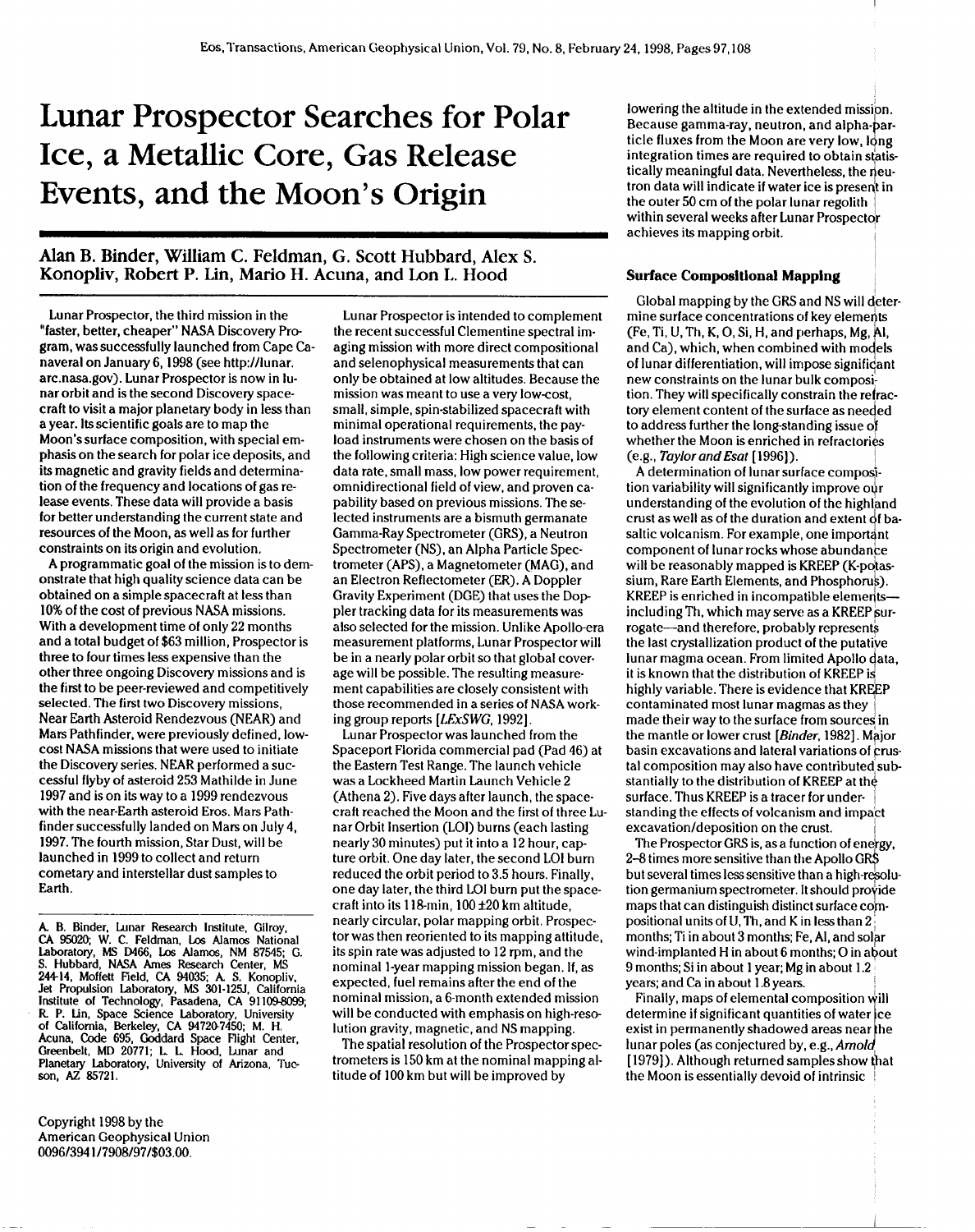# Lunar Prospector Searches for Polar Ice, a Metallic Core, Gas Release Events, and the Moon's Origin

**Alan B. Binder, William C. Feldman, G. Scott Hubbard, Alex S. Konopliv, Robert P. Lin, Mario H. Acuna, and Lon L. Hood**

Lunar Prospector, the third mission in the "faster, better, cheaper" NASA Discovery Program, was successfully launched from Cape Canaveral on January 6, 1998 (see http://lunar.arc.nasa.gov). Lunar Prospector is now in lunar orbit and is the second Discovery spacecraft to visit a major planetary body in less than a year. Its scientific goals are to map the Moon's surface composition, with special emphasis on the search for polar ice deposits, and its magnetic and gravity fields and determination of the frequency and locations of gas release events. These data will provide a basis for better understanding the current state and resources of the Moon, as well as for further constraints on its origin and evolution.

A programmatic goal of the mission is to demonstrate that high quality science data can be obtained on a simple spacecraft at less than 10% of the cost of previous NASA missions. With a development time of only 22 months and a total budget of $63 million, Prospector is three to four times less expensive than the other three ongoing Discovery missions and is the first to be peer-reviewed and competitively selected. The first two Discovery missions, Near Earth Asteroid Rendezvous (NEAR) and Mars Pathfinder, were previously defined, low-cost NASA missions that were used to initiate the Discovery series. NEAR performed a successful flyby of asteroid 253 Mathilde in June 1997 and is on its way to a 1999 rendezvous with the near-Earth asteroid Eros. Mars Pathfinder successfully landed on Mars on July 4, 1997. The fourth mission, Star Dust, will be launched in 1999 to collect and return cometary and interstellar dust samples to Earth.

A. B. Binder, Lunar Research Institute, Gilroy, CA 95020; W. C. Feldman, Los Alamos National Laboratory, MS D466, Los Alamos, NM 87545; G. S. Hubbard, NASA Ames Research Center, MS 244-14, Moffett Field, CA 94035; A. S. Konopliv, Jet Propulsion Laboratory, MS 301-125J, California Institute of Technology, Pasadena, CA 91109-8099; R. P. Lin, Space Science Laboratory, University of California, Berkeley, CA 94720-7450; M. H. Acuna, Code 695, Goddard Space Flight Center, Greenbelt, MD 20771; L. L. Hood, Lunar and Planetary Laboratory, University of Arizona, Tucson, AZ 85721.

Copyright 1998 by the American Geophysical Union 0096/3941/7908/97/$03.00.

Lunar Prospector is intended to complement the recent successful Clementine spectral imaging mission with more direct compositional and selenophysical measurements that can only be obtained at low altitudes. Because the mission was meant to use a very low-cost, small, simple, spin-stabilized spacecraft with minimal operational requirements, the payload instruments were chosen on the basis of the following criteria: High science value, low data rate, small mass, low power requirement, omnidirectional field of view, and proven capability based on previous missions. The selected instruments are a bismuth germanate Gamma-Ray Spectrometer (GRS), a Neutron Spectrometer (NS), an Alpha Particle Spectrometer (APS), a Magnetometer (MAG), and an Electron Reflectometer (ER). A Doppler Gravity Experiment (DGE) that uses the Doppler tracking data for its measurements was also selected for the mission. Unlike Apollo-era measurement platforms, Lunar Prospector will be in a nearly polar orbit so that global coverage will be possible. The resulting measurement capabilities are closely consistent with those recommended in a series of NASA working group reports [*LExSWG*, 1992].

Lunar Prospector was launched from the Spaceport Florida commercial pad (Pad 46) at the Eastern Test Range. The launch vehicle was a Lockheed Martin Launch Vehicle 2 (Athena 2). Five days after launch, the spacecraft reached the Moon and the first of three Lunar Orbit Insertion (LOI) burns (each lasting nearly 30 minutes) put it into a 12 hour, capture orbit. One day later, the second LOI burn reduced the orbit period to 3.5 hours. Finally, one day later, the third LOI burn put the spacecraft into its 118-min, 100 ±20 km altitude, nearly circular, polar mapping orbit. Prospector was then reoriented to its mapping attitude, its spin rate was adjusted to 12 rpm, and the nominal 1-year mapping mission began. If, as expected, fuel remains after the end of the nominal mission, a 6-month extended mission will be conducted with emphasis on high-resolution gravity, magnetic, and NS mapping.

The spatial resolution of the Prospector spectrometers is 150 km at the nominal mapping altitude of 100 km but will be improved by lowering the altitude in the extended mission. Because gamma-ray, neutron, and alpha-particle fluxes from the Moon are very low, long integration times are required to obtain statistically meaningful data. Nevertheless, the neutron data will indicate if water ice is present in the outer 50 cm of the polar lunar regolith within several weeks after Lunar Prospector achieves its mapping orbit.

### Surface Compositional Mapping

Global mapping by the GRS and NS will determine surface concentrations of key elements (Fe, Ti, U, Th, K, O, Si, H, and perhaps, Mg, Al, and Ca), which, when combined with models of lunar differentiation, will impose significant new constraints on the lunar bulk composition. They will specifically constrain the refractory element content of the surface as needed to address further the long-standing issue of whether the Moon is enriched in refractories (e.g., *Taylor and Esat* [1996]).

A determination of lunar surface composition variability will significantly improve our understanding of the evolution of the highland crust as well as of the duration and extent of basaltic volcanism. For example, one important component of lunar rocks whose abundance will be reasonably mapped is KREEP (K-potassium, Rare Earth Elements, and Phosphorus). KREEP is enriched in incompatible elements—including Th, which may serve as a KREEP surrogate—and therefore, probably represents the last crystallization product of the putative lunar magma ocean. From limited Apollo data, it is known that the distribution of KREEP is highly variable. There is evidence that KREEP contaminated most lunar magmas as they made their way to the surface from sources in the mantle or lower crust [*Binder*, 1982]. Major basin excavations and lateral variations of crustal composition may also have contributed substantially to the distribution of KREEP at the surface. Thus KREEP is a tracer for understanding the effects of volcanism and impact excavation/deposition on the crust.

The Prospector GRS is, as a function of energy, 2–8 times more sensitive than the Apollo GRS but several times less sensitive than a high-resolution germanium spectrometer. It should provide maps that can distinguish distinct surface compositional units of U, Th, and K in less than 2 months; Ti in about 3 months; Fe, Al, and solar wind-implanted H in about 6 months; O in about 9 months; Si in about 1 year; Mg in about 1.2 years; and Ca in about 1.8 years.

Finally, maps of elemental composition will determine if significant quantities of water ice exist in permanently shadowed areas near the lunar poles (as conjectured by, e.g., *Arnold* [1979]). Although returned samples show that the Moon is essentially devoid of intrinsic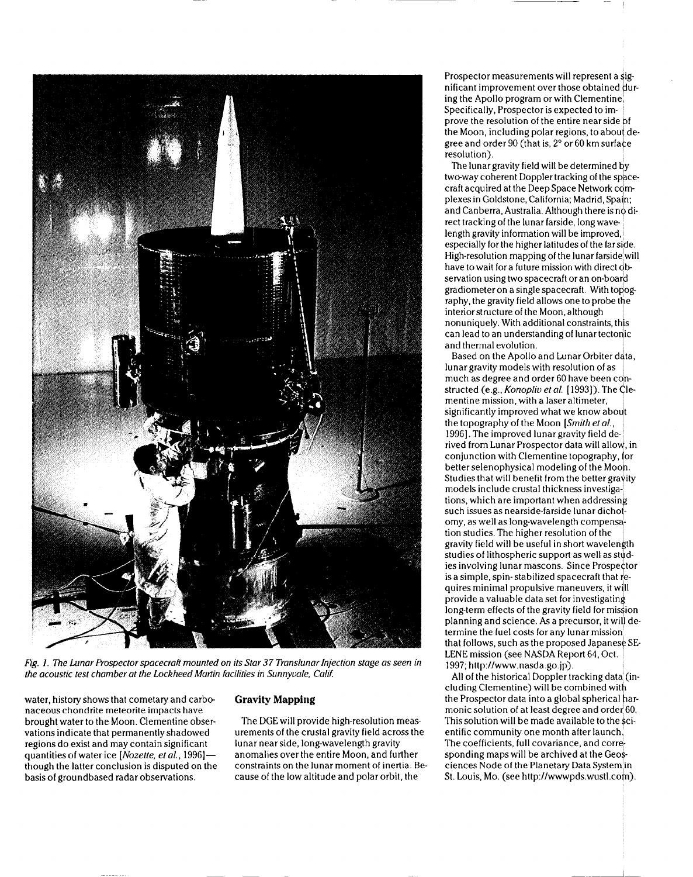*Fig. 1. The Lunar Prospector spacecraft mounted on its Star 37 Translunar Injection stage as seen in the acoustic test chamber at the Lockheed Martin facilities in Sunnyvale, Calif.*

water, history shows that cometary and carbonaceous chondrite meteorite impacts have brought water to the Moon. Clementine observations indicate that permanently shadowed regions do exist and may contain significant quantities of water ice [*Nozette, et al.*, 1996]—though the latter conclusion is disputed on the basis of groundbased radar observations.

## Gravity Mapping

The DGE will provide high-resolution measurements of the crustal gravity field across the lunar near side, long-wavelength gravity anomalies over the entire Moon, and further constraints on the lunar moment of inertia. Because of the low altitude and polar orbit, the Prospector measurements will represent a significant improvement over those obtained during the Apollo program or with Clementine. Specifically, Prospector is expected to improve the resolution of the entire near side of the Moon, including polar regions, to about degree and order 90 (that is, 2° or 60 km surface resolution).

The lunar gravity field will be determined by two-way coherent Doppler tracking of the spacecraft acquired at the Deep Space Network complexes in Goldstone, California; Madrid, Spain; and Canberra, Australia. Although there is no direct tracking of the lunar farside, long wavelength gravity information will be improved, especially for the higher latitudes of the far side. High-resolution mapping of the lunar farside will have to wait for a future mission with direct observation using two spacecraft or an on-board gradiometer on a single spacecraft. With topography, the gravity field allows one to probe the interior structure of the Moon, although nonuniquely. With additional constraints, this can lead to an understanding of lunar tectonic and thermal evolution.

Based on the Apollo and Lunar Orbiter data, lunar gravity models with resolution of as much as degree and order 60 have been constructed (e.g., *Konopliv et al.* [1993]). The Clementine mission, with a laser altimeter, significantly improved what we know about the topography of the Moon [*Smith et al.*, 1996]. The improved lunar gravity field derived from Lunar Prospector data will allow, in conjunction with Clementine topography, for better selenophysical modeling of the Moon. Studies that will benefit from the better gravity models include crustal thickness investigations, which are important when addressing such issues as nearside-farside lunar dichotomy, as well as long-wavelength compensation studies. The higher resolution of the gravity field will be useful in short wavelength studies of lithospheric support as well as studies involving lunar mascons. Since Prospector is a simple, spin- stabilized spacecraft that requires minimal propulsive maneuvers, it will provide a valuable data set for investigating long-term effects of the gravity field for mission planning and science. As a precursor, it will determine the fuel costs for any lunar mission that follows, such as the proposed Japanese SELENE mission (see NASDA Report 64, Oct. 1997; http://www.nasda.go.jp).

All of the historical Doppler tracking data (including Clementine) will be combined with the Prospector data into a global spherical harmonic solution of at least degree and order 60. This solution will be made available to the scientific community one month after launch. The coefficients, full covariance, and corresponding maps will be archived at the Geosciences Node of the Planetary Data System in St. Louis, Mo. (see http://wwwpds.wustl.com).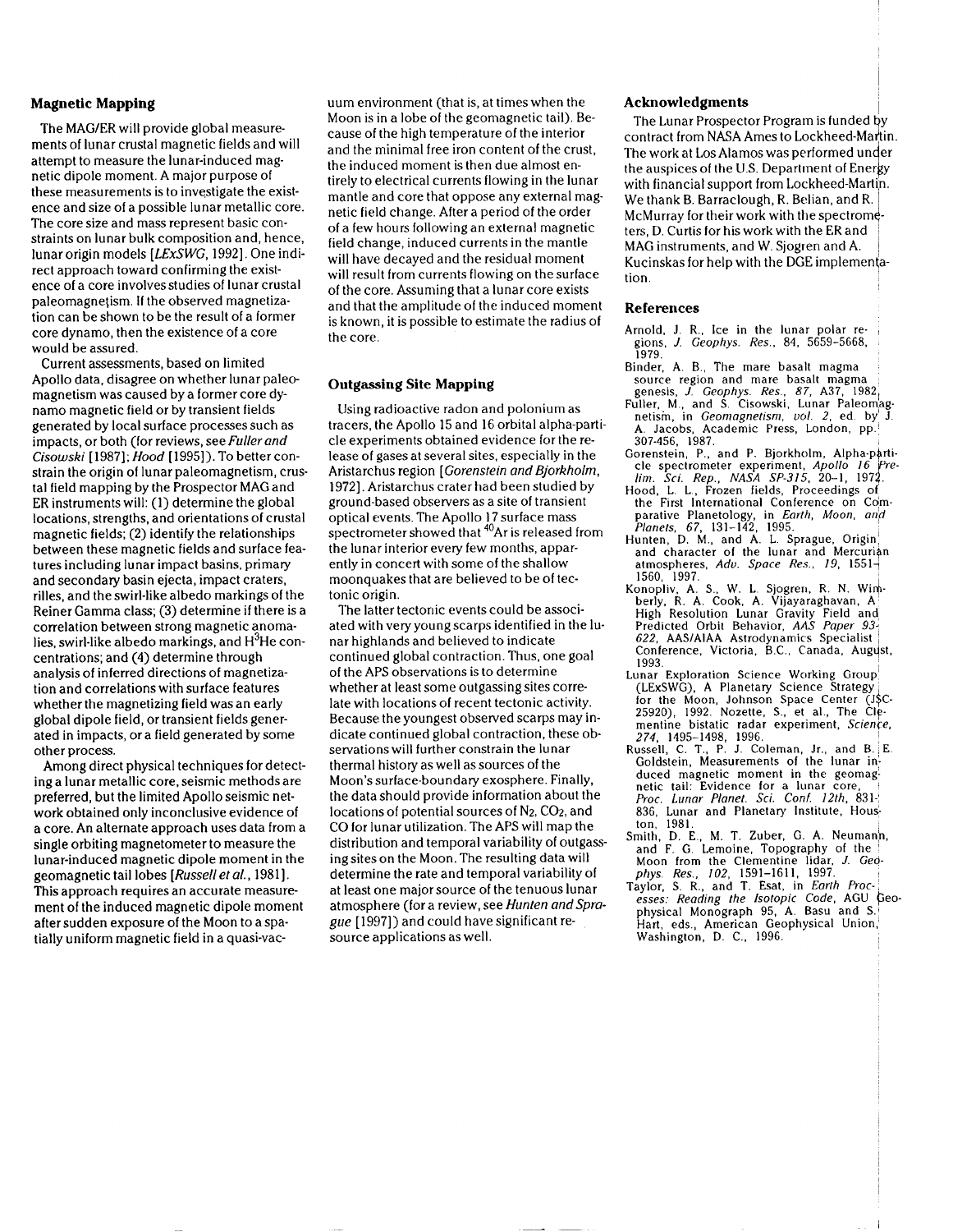## Magnetic Mapping

The MAG/ER will provide global measurements of lunar crustal magnetic fields and will attempt to measure the lunar-induced magnetic dipole moment. A major purpose of these measurements is to investigate the existence and size of a possible lunar metallic core. The core size and mass represent basic constraints on lunar bulk composition and, hence, lunar origin models [*LExSWG*, 1992]. One indirect approach toward confirming the existence of a core involves studies of lunar crustal paleomagnetism. If the observed magnetization can be shown to be the result of a former core dynamo, then the existence of a core would be assured.

Current assessments, based on limited Apollo data, disagree on whether lunar paleomagnetism was caused by a former core dynamo magnetic field or by transient fields generated by local surface processes such as impacts, or both (for reviews, see *Fuller and Cisowski* [1987]; *Hood* [1995]). To better constrain the origin of lunar paleomagnetism, crustal field mapping by the Prospector MAG and ER instruments will: (1) determine the global locations, strengths, and orientations of crustal magnetic fields; (2) identify the relationships between these magnetic fields and surface features including lunar impact basins, primary and secondary basin ejecta, impact craters, rilles, and the swirl-like albedo markings of the Reiner Gamma class; (3) determine if there is a correlation between strong magnetic anomalies, swirl-like albedo markings, and $H^3He$ concentrations; and (4) determine through analysis of inferred directions of magnetization and correlations with surface features whether the magnetizing field was an early global dipole field, or transient fields generated in impacts, or a field generated by some other process.

Among direct physical techniques for detecting a lunar metallic core, seismic methods are preferred, but the limited Apollo seismic network obtained only inconclusive evidence of a core. An alternate approach uses data from a single orbiting magnetometer to measure the lunar-induced magnetic dipole moment in the geomagnetic tail lobes [*Russell et al.*, 1981]. This approach requires an accurate measurement of the induced magnetic dipole moment after sudden exposure of the Moon to a spatially uniform magnetic field in a quasi-vacuum environment (that is, at times when the Moon is in a lobe of the geomagnetic tail). Because of the high temperature of the interior and the minimal free iron content of the crust, the induced moment is then due almost entirely to electrical currents flowing in the lunar mantle and core that oppose any external magnetic field change. After a period of the order of a few hours following an external magnetic field change, induced currents in the mantle will have decayed and the residual moment will result from currents flowing on the surface of the core. Assuming that a lunar core exists and that the amplitude of the induced moment is known, it is possible to estimate the radius of the core.

## Outgassing Site Mapping

Using radioactive radon and polonium as tracers, the Apollo 15 and 16 orbital alpha-particle experiments obtained evidence for the release of gases at several sites, especially in the Aristarchus region [*Gorenstein and Bjorkholm*, 1972]. Aristarchus crater had been studied by ground-based observers as a site of transient optical events. The Apollo 17 surface mass spectrometer showed that $^{40}Ar$ is released from the lunar interior every few months, apparently in concert with some of the shallow moonquakes that are believed to be of tectonic origin.

The latter tectonic events could be associated with very young scarps identified in the lunar highlands and believed to indicate continued global contraction. Thus, one goal of the APS observations is to determine whether at least some outgassing sites correlate with locations of recent tectonic activity. Because the youngest observed scarps may indicate continued global contraction, these observations will further constrain the lunar thermal history as well as sources of the Moon's surface-boundary exosphere. Finally, the data should provide information about the locations of potential sources of $N_2$, $CO_2$, and CO for lunar utilization. The APS will map the distribution and temporal variability of outgassing sites on the Moon. The resulting data will determine the rate and temporal variability of at least one major source of the tenuous lunar atmosphere (for a review, see *Hunten and Sprague* [1997]) and could have significant resource applications as well.

## Acknowledgments

The Lunar Prospector Program is funded by contract from NASA Ames to Lockheed-Martin. The work at Los Alamos was performed under the auspices of the U.S. Department of Energy with financial support from Lockheed-Martin. We thank B. Barraclough, R. Belian, and R. McMurray for their work with the spectrometers, D. Curtis for his work with the ER and MAG instruments, and W. Sjogren and A. Kucinskas for help with the DGE implementation.

## References

Arnold, J. R., Ice in the lunar polar regions, *J. Geophys. Res.*, 84, 5659–5668, 1979.

Binder, A. B., The mare basalt magma source region and mare basalt magma genesis, *J. Geophys. Res.*, *87*, A37, 1982.

Fuller, M., and S. Cisowski, Lunar Paleomagnetism, in *Geomagnetism, vol. 2*, ed. by J. A. Jacobs, Academic Press, London, pp. 307-456, 1987.

Gorenstein, P., and P. Bjorkholm, Alpha-particle spectrometer experiment, *Apollo 16 Prelim. Sci. Rep., NASA SP-315*, 20–1, 1972.

Hood, L. L., Frozen fields, Proceedings of the First International Conference on Comparative Planetology, in *Earth, Moon, and Planets*, *67*, 131–142, 1995.

Hunten, D. M., and A. L. Sprague, Origin and character of the lunar and Mercurian atmospheres, *Adv. Space Res.*, *19*, 1551–1560, 1997.

Konopliv, A. S., W. L. Sjogren, R. N. Wimberly, R. A. Cook, A. Vijayaraghavan, A High Resolution Lunar Gravity Field and Predicted Orbit Behavior, *AAS Paper 93-622*, AAS/AIAA Astrodynamics Specialist Conference, Victoria, B.C., Canada, August, 1993.

Lunar Exploration Science Working Group (LExSWG), A Planetary Science Strategy for the Moon, Johnson Space Center (JSC-25920), 1992. Nozette, S., et al., The Clementine bistatic radar experiment, *Science*, *274*, 1495–1498, 1996.

Russell, C. T., P. J. Coleman, Jr., and B. E. Goldstein, Measurements of the lunar induced magnetic moment in the geomagnetic tail: Evidence for a lunar core, *Proc. Lunar Planet. Sci. Conf. 12th*, 831–836, Lunar and Planetary Institute, Houston, 1981.

Smith, D. E., M. T. Zuber, G. A. Neumann, and F. G. Lemoine, Topography of the Moon from the Clementine lidar, *J. Geophys. Res.*, *102*, 1591–1611, 1997.

Taylor, S. R., and T. Esat, in *Earth Processes: Reading the Isotopic Code*, AGU Geophysical Monograph 95, A. Basu and S. Hart, eds., American Geophysical Union, Washington, D. C., 1996.